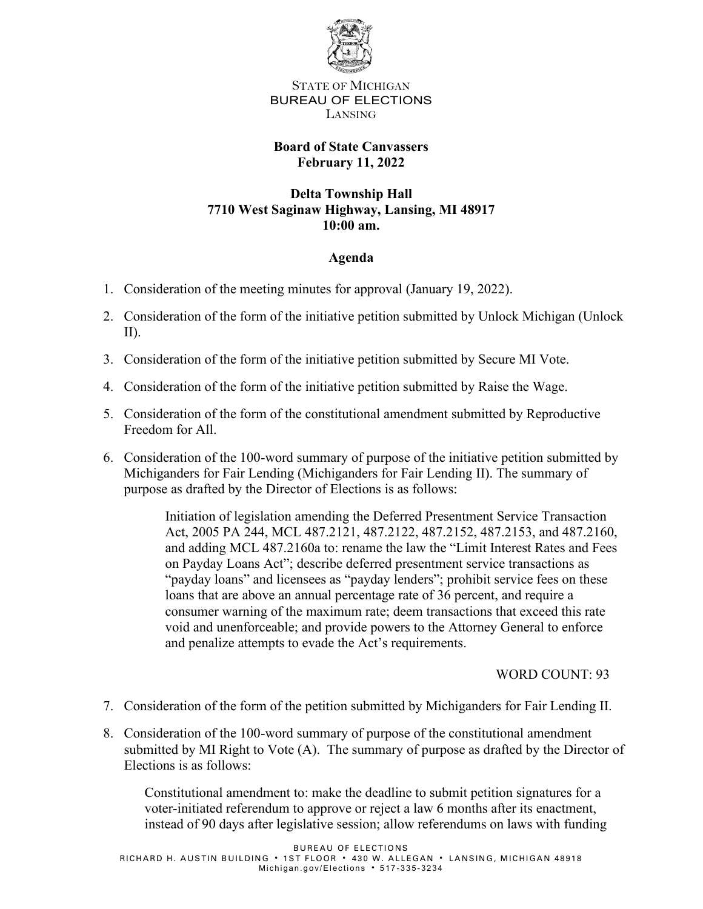STATE OF MICHIGAN
BUREAU OF ELECTIONS
LANSING

**Board of State Canvassers**
**February 11, 2022**

**Delta Township Hall**
**7710 West Saginaw Highway, Lansing, MI 48917**
**10:00 am.**

**Agenda**

1. Consideration of the meeting minutes for approval (January 19, 2022).
2. Consideration of the form of the initiative petition submitted by Unlock Michigan (Unlock II).
3. Consideration of the form of the initiative petition submitted by Secure MI Vote.
4. Consideration of the form of the initiative petition submitted by Raise the Wage.
5. Consideration of the form of the constitutional amendment submitted by Reproductive Freedom for All.
6. Consideration of the 100-word summary of purpose of the initiative petition submitted by Michiganders for Fair Lending (Michiganders for Fair Lending II). The summary of purpose as drafted by the Director of Elections is as follows:

   > Initiation of legislation amending the Deferred Presentment Service Transaction Act, 2005 PA 244, MCL 487.2121, 487.2122, 487.2152, 487.2153, and 487.2160, and adding MCL 487.2160a to: rename the law the "Limit Interest Rates and Fees on Payday Loans Act"; describe deferred presentment service transactions as "payday loans" and licensees as "payday lenders"; prohibit service fees on these loans that are above an annual percentage rate of 36 percent, and require a consumer warning of the maximum rate; deem transactions that exceed this rate void and unenforceable; and provide powers to the Attorney General to enforce and penalize attempts to evade the Act's requirements.
   >
   > WORD COUNT: 93

7. Consideration of the form of the petition submitted by Michiganders for Fair Lending II.
8. Consideration of the 100-word summary of purpose of the constitutional amendment submitted by MI Right to Vote (A). The summary of purpose as drafted by the Director of Elections is as follows:

   > Constitutional amendment to: make the deadline to submit petition signatures for a voter-initiated referendum to approve or reject a law 6 months after its enactment, instead of 90 days after legislative session; allow referendums on laws with funding

BUREAU OF ELECTIONS
RICHARD H. AUSTIN BUILDING • 1ST FLOOR • 430 W. ALLEGAN • LANSING, MICHIGAN 48918
Michigan.gov/Elections • 517-335-3234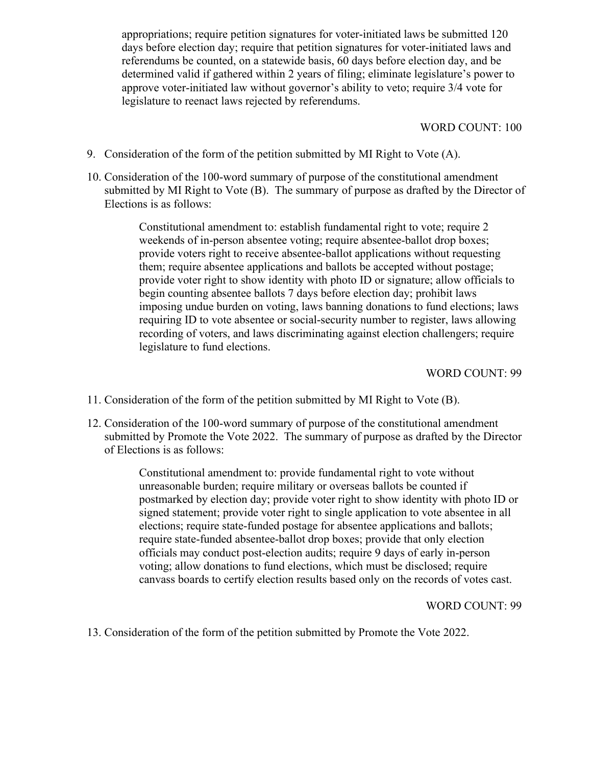appropriations; require petition signatures for voter-initiated laws be submitted 120 days before election day; require that petition signatures for voter-initiated laws and referendums be counted, on a statewide basis, 60 days before election day, and be determined valid if gathered within 2 years of filing; eliminate legislature's power to approve voter-initiated law without governor's ability to veto; require 3/4 vote for legislature to reenact laws rejected by referendums.

WORD COUNT: 100

9. Consideration of the form of the petition submitted by MI Right to Vote (A).

10. Consideration of the 100-word summary of purpose of the constitutional amendment submitted by MI Right to Vote (B). The summary of purpose as drafted by the Director of Elections is as follows:

    > Constitutional amendment to: establish fundamental right to vote; require 2 weekends of in-person absentee voting; require absentee-ballot drop boxes; provide voters right to receive absentee-ballot applications without requesting them; require absentee applications and ballots be accepted without postage; provide voter right to show identity with photo ID or signature; allow officials to begin counting absentee ballots 7 days before election day; prohibit laws imposing undue burden on voting, laws banning donations to fund elections; laws requiring ID to vote absentee or social-security number to register, laws allowing recording of voters, and laws discriminating against election challengers; require legislature to fund elections.

    WORD COUNT: 99

11. Consideration of the form of the petition submitted by MI Right to Vote (B).

12. Consideration of the 100-word summary of purpose of the constitutional amendment submitted by Promote the Vote 2022. The summary of purpose as drafted by the Director of Elections is as follows:

    > Constitutional amendment to: provide fundamental right to vote without unreasonable burden; require military or overseas ballots be counted if postmarked by election day; provide voter right to show identity with photo ID or signed statement; provide voter right to single application to vote absentee in all elections; require state-funded postage for absentee applications and ballots; require state-funded absentee-ballot drop boxes; provide that only election officials may conduct post-election audits; require 9 days of early in-person voting; allow donations to fund elections, which must be disclosed; require canvass boards to certify election results based only on the records of votes cast.

    WORD COUNT: 99

13. Consideration of the form of the petition submitted by Promote the Vote 2022.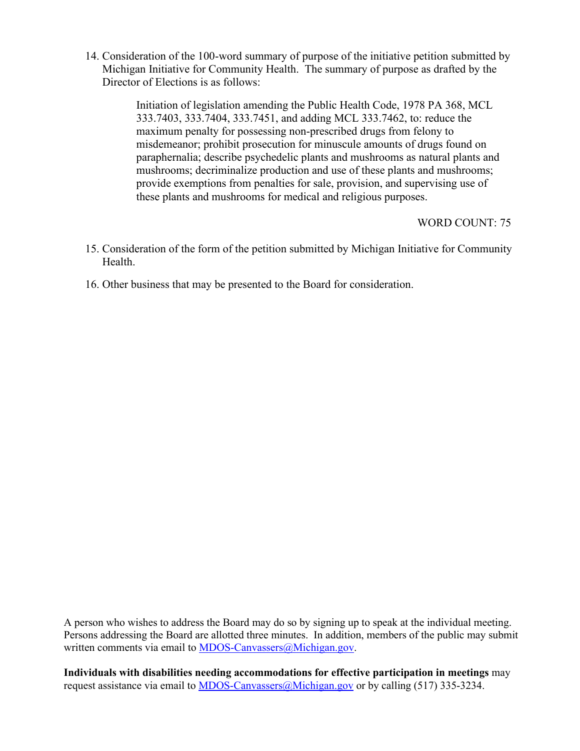14. Consideration of the 100-word summary of purpose of the initiative petition submitted by Michigan Initiative for Community Health. The summary of purpose as drafted by the Director of Elections is as follows:

> Initiation of legislation amending the Public Health Code, 1978 PA 368, MCL 333.7403, 333.7404, 333.7451, and adding MCL 333.7462, to: reduce the maximum penalty for possessing non-prescribed drugs from felony to misdemeanor; prohibit prosecution for minuscule amounts of drugs found on paraphernalia; describe psychedelic plants and mushrooms as natural plants and mushrooms; decriminalize production and use of these plants and mushrooms; provide exemptions from penalties for sale, provision, and supervising use of these plants and mushrooms for medical and religious purposes.
>
> WORD COUNT: 75

15. Consideration of the form of the petition submitted by Michigan Initiative for Community Health.

16. Other business that may be presented to the Board for consideration.

A person who wishes to address the Board may do so by signing up to speak at the individual meeting. Persons addressing the Board are allotted three minutes. In addition, members of the public may submit written comments via email to MDOS-Canvassers@Michigan.gov.

**Individuals with disabilities needing accommodations for effective participation in meetings** may request assistance via email to MDOS-Canvassers@Michigan.gov or by calling (517) 335-3234.